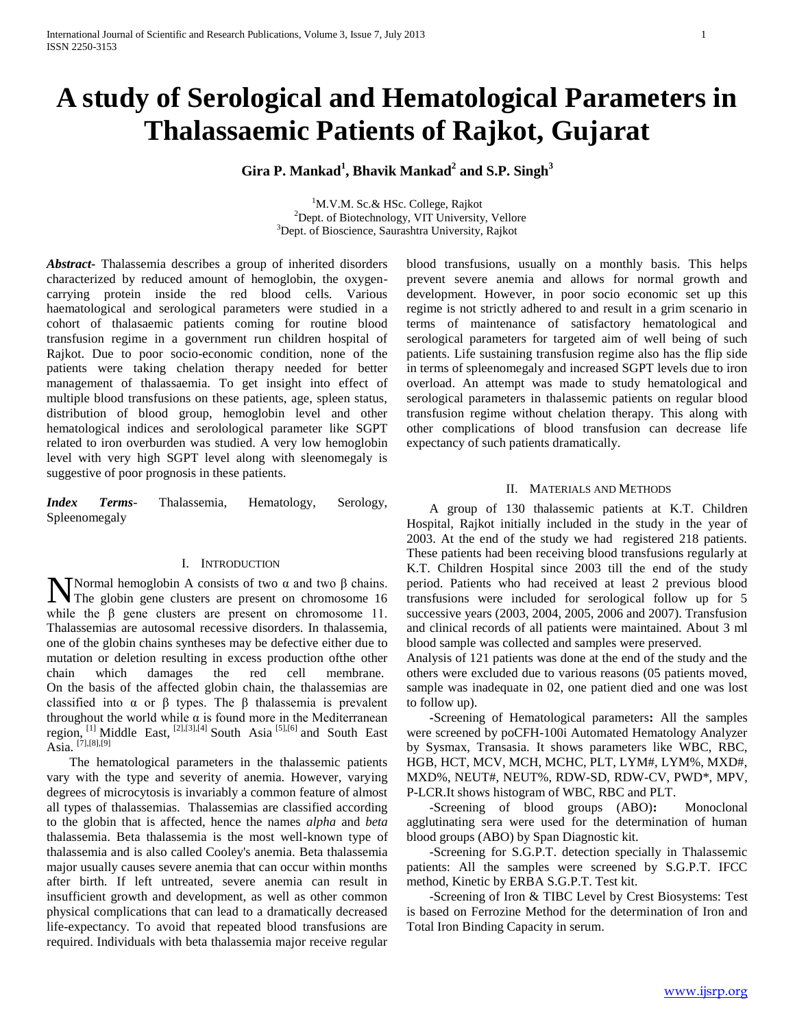# A study of Serological and Hematological Parameters in Thalassaemic Patients of Rajkot, Gujarat

**Gira P. Mankad[1], Bhavik Mankad[2] and S.P. Singh[3]**

[1]M.V.M. Sc.& HSc. College, Rajkot
[2]Dept. of Biotechnology, VIT University, Vellore
[3]Dept. of Bioscience, Saurashtra University, Rajkot

***Abstract-*** Thalassemia describes a group of inherited disorders characterized by reduced amount of hemoglobin, the oxygen-carrying protein inside the red blood cells. Various haematological and serological parameters were studied in a cohort of thalasaemic patients coming for routine blood transfusion regime in a government run children hospital of Rajkot. Due to poor socio-economic condition, none of the patients were taking chelation therapy needed for better management of thalassaemia. To get insight into effect of multiple blood transfusions on these patients, age, spleen status, distribution of blood group, hemoglobin level and other hematological indices and serolological parameter like SGPT related to iron overburden was studied. A very low hemoglobin level with very high SGPT level along with sleenomegaly is suggestive of poor prognosis in these patients.

***Index Terms-*** Thalassemia, Hematology, Serology, Spleenomegaly

## I. Introduction

Normal hemoglobin A consists of two α and two β chains. The globin gene clusters are present on chromosome 16 while the β gene clusters are present on chromosome 11. Thalassemias are autosomal recessive disorders. In thalassemia, one of the globin chains syntheses may be defective either due to mutation or deletion resulting in excess production ofthe other chain which damages the red cell membrane. On the basis of the affected globin chain, the thalassemias are classified into α or β types. The β thalassemia is prevalent throughout the world while α is found more in the Mediterranean region, [1] Middle East, [2],[3],[4] South Asia [5],[6] and South East Asia. [7],[8],[9]

The hematological parameters in the thalassemic patients vary with the type and severity of anemia. However, varying degrees of microcytosis is invariably a common feature of almost all types of thalassemias. Thalassemias are classified according to the globin that is affected, hence the names *alpha* and *beta* thalassemia. Beta thalassemia is the most well-known type of thalassemia and is also called Cooley's anemia. Beta thalassemia major usually causes severe anemia that can occur within months after birth. If left untreated, severe anemia can result in insufficient growth and development, as well as other common physical complications that can lead to a dramatically decreased life-expectancy. To avoid that repeated blood transfusions are required. Individuals with beta thalassemia major receive regular blood transfusions, usually on a monthly basis. This helps prevent severe anemia and allows for normal growth and development. However, in poor socio economic set up this regime is not strictly adhered to and result in a grim scenario in terms of maintenance of satisfactory hematological and serological parameters for targeted aim of well being of such patients. Life sustaining transfusion regime also has the flip side in terms of spleenomegaly and increased SGPT levels due to iron overload. An attempt was made to study hematological and serological parameters in thalassemic patients on regular blood transfusion regime without chelation therapy. This along with other complications of blood transfusion can decrease life expectancy of such patients dramatically.

## II. Materials and Methods

A group of 130 thalassemic patients at K.T. Children Hospital, Rajkot initially included in the study in the year of 2003. At the end of the study we had registered 218 patients. These patients had been receiving blood transfusions regularly at K.T. Children Hospital since 2003 till the end of the study period. Patients who had received at least 2 previous blood transfusions were included for serological follow up for 5 successive years (2003, 2004, 2005, 2006 and 2007). Transfusion and clinical records of all patients were maintained. About 3 ml blood sample was collected and samples were preserved.

Analysis of 121 patients was done at the end of the study and the others were excluded due to various reasons (05 patients moved, sample was inadequate in 02, one patient died and one was lost to follow up).

-Screening of Hematological parameters**:** All the samples were screened by poCFH-100i Automated Hematology Analyzer by Sysmax, Transasia. It shows parameters like WBC, RBC, HGB, HCT, MCV, MCH, MCHC, PLT, LYM#, LYM%, MXD#, MXD%, NEUT#, NEUT%, RDW-SD, RDW-CV, PWD*, MPV, P-LCR.It shows histogram of WBC, RBC and PLT.

-Screening of blood groups (ABO)**:** Monoclonal agglutinating sera were used for the determination of human blood groups (ABO) by Span Diagnostic kit.

-Screening for S.G.P.T. detection specially in Thalassemic patients: All the samples were screened by S.G.P.T. IFCC method, Kinetic by ERBA S.G.P.T. Test kit.

-Screening of Iron & TIBC Level by Crest Biosystems: Test is based on Ferrozine Method for the determination of Iron and Total Iron Binding Capacity in serum.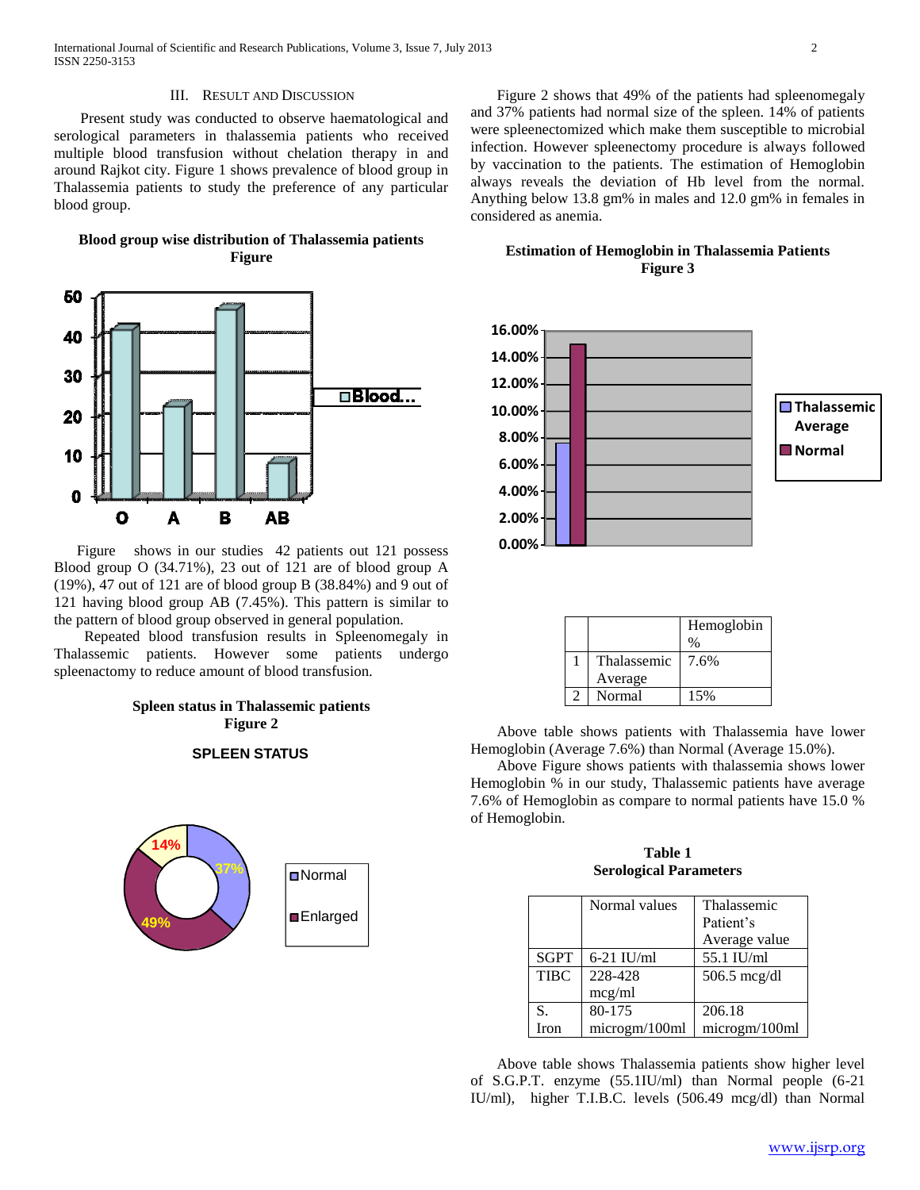## III. Result and Discussion

Present study was conducted to observe haematological and serological parameters in thalassemia patients who received multiple blood transfusion without chelation therapy in and around Rajkot city. Figure 1 shows prevalence of blood group in Thalassemia patients to study the preference of any particular blood group.

**Blood group wise distribution of Thalassemia patients**
**Figure**

Figure shows in our studies 42 patients out 121 possess Blood group O (34.71%), 23 out of 121 are of blood group A (19%), 47 out of 121 are of blood group B (38.84%) and 9 out of 121 having blood group AB (7.45%). This pattern is similar to the pattern of blood group observed in general population.

Repeated blood transfusion results in Spleenomegaly in Thalassemic patients. However some patients undergo spleenactomy to reduce amount of blood transfusion.

**Spleen status in Thalassemic patients**
**Figure 2**

Figure 2 shows that 49% of the patients had spleenomegaly and 37% patients had normal size of the spleen. 14% of patients were spleenectomized which make them susceptible to microbial infection. However spleenectomy procedure is always followed by vaccination to the patients. The estimation of Hemoglobin always reveals the deviation of Hb level from the normal. Anything below 13.8 gm% in males and 12.0 gm% in females in considered as anemia.

**Estimation of Hemoglobin in Thalassemia Patients**
**Figure 3**

| | | Hemoglobin % |
|---|---|---|
| 1 | Thalassemic Average | 7.6% |
| 2 | Normal | 15% |

Above table shows patients with Thalassemia have lower Hemoglobin (Average 7.6%) than Normal (Average 15.0%).

Above Figure shows patients with thalassemia shows lower Hemoglobin % in our study, Thalassemic patients have average 7.6% of Hemoglobin as compare to normal patients have 15.0 % of Hemoglobin.

**Table 1**
**Serological Parameters**

| | Normal values | Thalassemic Patient's Average value |
|---|---|---|
| SGPT | 6-21 IU/ml | 55.1 IU/ml |
| TIBC | 228-428 mcg/ml | 506.5 mcg/dl |
| S. Iron | 80-175 microgm/100ml | 206.18 microgm/100ml |

Above table shows Thalassemia patients show higher level of S.G.P.T. enzyme (55.1IU/ml) than Normal people (6-21 IU/ml), higher T.I.B.C. levels (506.49 mcg/dl) than Normal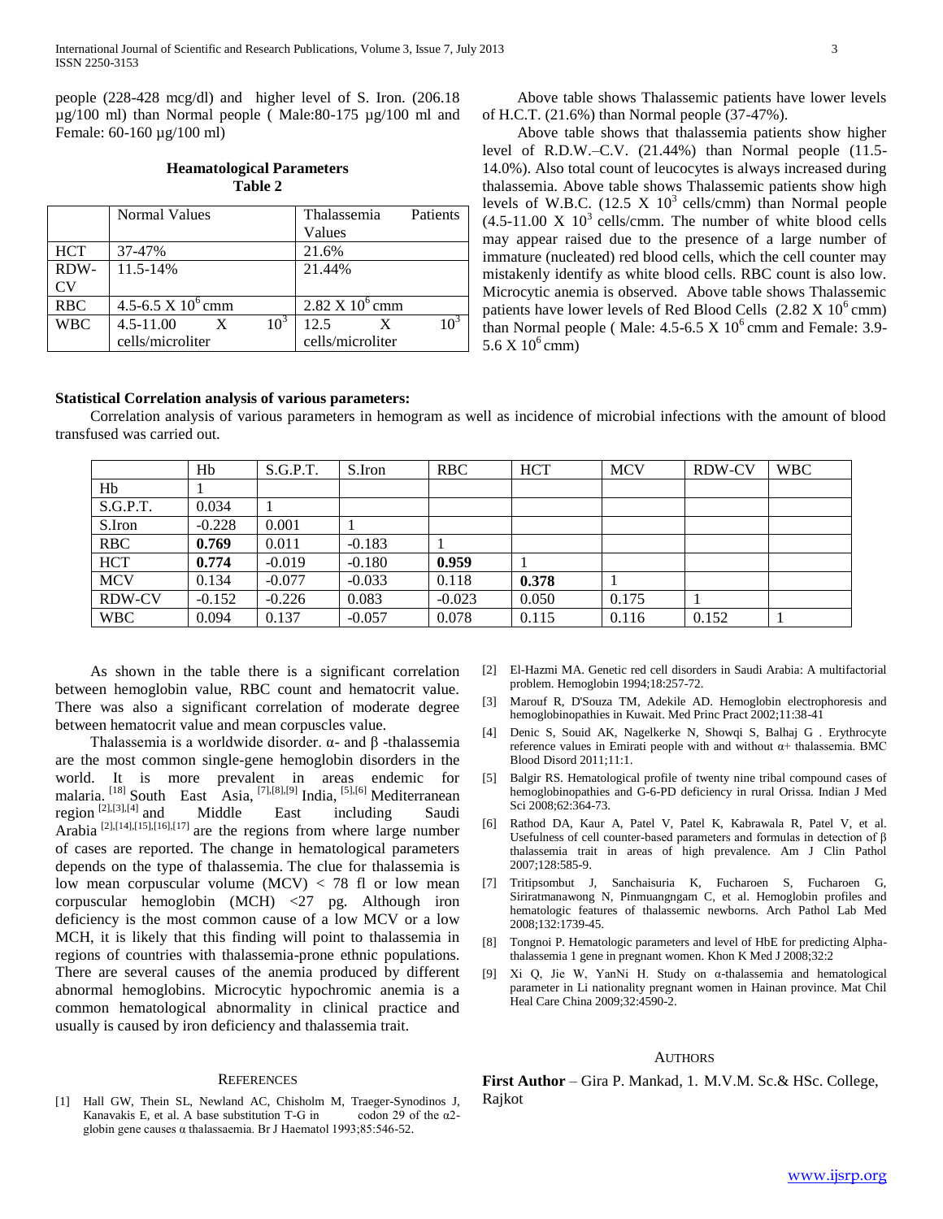people (228-428 mcg/dl) and higher level of S. Iron. (206.18 μg/100 ml) than Normal people ( Male:80-175 μg/100 ml and Female: 60-160 μg/100 ml)

**Heamatological Parameters**
**Table 2**

| | Normal Values | Thalassemia Patients Values |
|---|---|---|
| HCT | 37-47% | 21.6% |
| RDW-CV | 11.5-14% | 21.44% |
| RBC | 4.5-6.5 X $10^6$ cmm | 2.82 X $10^6$ cmm |
| WBC | 4.5-11.00 X $10^3$ cells/microliter | 12.5 X $10^3$ cells/microliter |

Above table shows Thalassemic patients have lower levels of H.C.T. (21.6%) than Normal people (37-47%).

Above table shows that thalassemia patients show higher level of R.D.W.–C.V. (21.44%) than Normal people (11.5-14.0%). Also total count of leucocytes is always increased during thalassemia. Above table shows Thalassemic patients show high levels of W.B.C. (12.5 X $10^3$ cells/cmm) than Normal people (4.5-11.00 X $10^3$ cells/cmm. The number of white blood cells may appear raised due to the presence of a large number of immature (nucleated) red blood cells, which the cell counter may mistakenly identify as white blood cells. RBC count is also low. Microcytic anemia is observed. Above table shows Thalassemic patients have lower levels of Red Blood Cells (2.82 X $10^6$ cmm) than Normal people ( Male: 4.5-6.5 X $10^6$ cmm and Female: 3.9-5.6 X $10^6$ cmm)

**Statistical Correlation analysis of various parameters:**

Correlation analysis of various parameters in hemogram as well as incidence of microbial infections with the amount of blood transfused was carried out.

| | Hb | S.G.P.T. | S.Iron | RBC | HCT | MCV | RDW-CV | WBC |
|---|---|---|---|---|---|---|---|---|
| Hb | 1 | | | | | | | |
| S.G.P.T. | 0.034 | 1 | | | | | | |
| S.Iron | -0.228 | 0.001 | 1 | | | | | |
| RBC | **0.769** | 0.011 | -0.183 | 1 | | | | |
| HCT | **0.774** | -0.019 | -0.180 | **0.959** | 1 | | | |
| MCV | 0.134 | -0.077 | -0.033 | 0.118 | **0.378** | 1 | | |
| RDW-CV | -0.152 | -0.226 | 0.083 | -0.023 | 0.050 | 0.175 | 1 | |
| WBC | 0.094 | 0.137 | -0.057 | 0.078 | 0.115 | 0.116 | 0.152 | 1 |

As shown in the table there is a significant correlation between hemoglobin value, RBC count and hematocrit value. There was also a significant correlation of moderate degree between hematocrit value and mean corpuscles value.

Thalassemia is a worldwide disorder. α- and β -thalassemia are the most common single-gene hemoglobin disorders in the world. It is more prevalent in areas endemic for malaria. [18] South East Asia, [7],[8],[9] India, [5],[6] Mediterranean region [2],[3],[4] and Middle East including Saudi Arabia [2],[14],[15],[16],[17] are the regions from where large number of cases are reported. The change in hematological parameters depends on the type of thalassemia. The clue for thalassemia is low mean corpuscular volume (MCV) < 78 fl or low mean corpuscular hemoglobin (MCH) <27 pg. Although iron deficiency is the most common cause of a low MCV or a low MCH, it is likely that this finding will point to thalassemia in regions of countries with thalassemia-prone ethnic populations. There are several causes of the anemia produced by different abnormal hemoglobins. Microcytic hypochromic anemia is a common hematological abnormality in clinical practice and usually is caused by iron deficiency and thalassemia trait.

## References

[1] Hall GW, Thein SL, Newland AC, Chisholm M, Traeger-Synodinos J, Kanavakis E, et al. A base substitution T-G in codon 29 of the α2-globin gene causes α thalassaemia. Br J Haematol 1993;85:546-52.

[2] El-Hazmi MA. Genetic red cell disorders in Saudi Arabia: A multifactorial problem. Hemoglobin 1994;18:257-72.

[3] Marouf R, D'Souza TM, Adekile AD. Hemoglobin electrophoresis and hemoglobinopathies in Kuwait. Med Princ Pract 2002;11:38-41

[4] Denic S, Souid AK, Nagelkerke N, Showqi S, Balhaj G . Erythrocyte reference values in Emirati people with and without α+ thalassemia. BMC Blood Disord 2011;11:1.

[5] Balgir RS. Hematological profile of twenty nine tribal compound cases of hemoglobinopathies and G-6-PD deficiency in rural Orissa. Indian J Med Sci 2008;62:364-73.

[6] Rathod DA, Kaur A, Patel V, Patel K, Kabrawala R, Patel V, et al. Usefulness of cell counter-based parameters and formulas in detection of β thalassemia trait in areas of high prevalence. Am J Clin Pathol 2007;128:585-9.

[7] Tritipsombut J, Sanchaisuria K, Fucharoen S, Fucharoen G, Siriratmanawong N, Pinmuangngam C, et al. Hemoglobin profiles and hematologic features of thalassemic newborns. Arch Pathol Lab Med 2008;132:1739-45.

[8] Tongnoi P. Hematologic parameters and level of HbE for predicting Alpha-thalassemia 1 gene in pregnant women. Khon K Med J 2008;32:2

[9] Xi Q, Jie W, YanNi H. Study on α-thalassemia and hematological parameter in Li nationality pregnant women in Hainan province. Mat Chil Heal Care China 2009;32:4590-2.

## Authors

**First Author** – Gira P. Mankad, 1. M.V.M. Sc.& HSc. College, Rajkot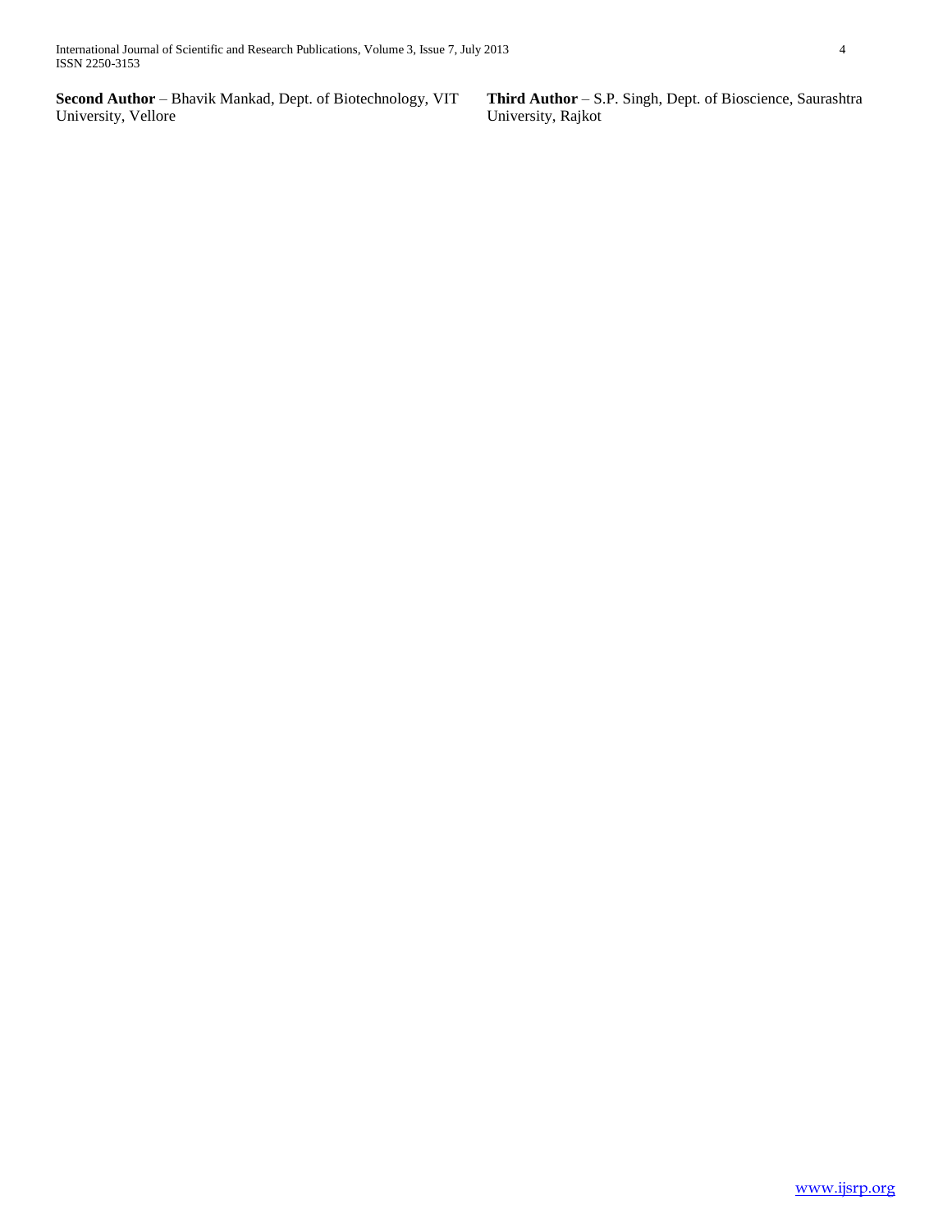**Second Author** – Bhavik Mankad, Dept. of Biotechnology, VIT University, Vellore

**Third Author** – S.P. Singh, Dept. of Bioscience, Saurashtra University, Rajkot